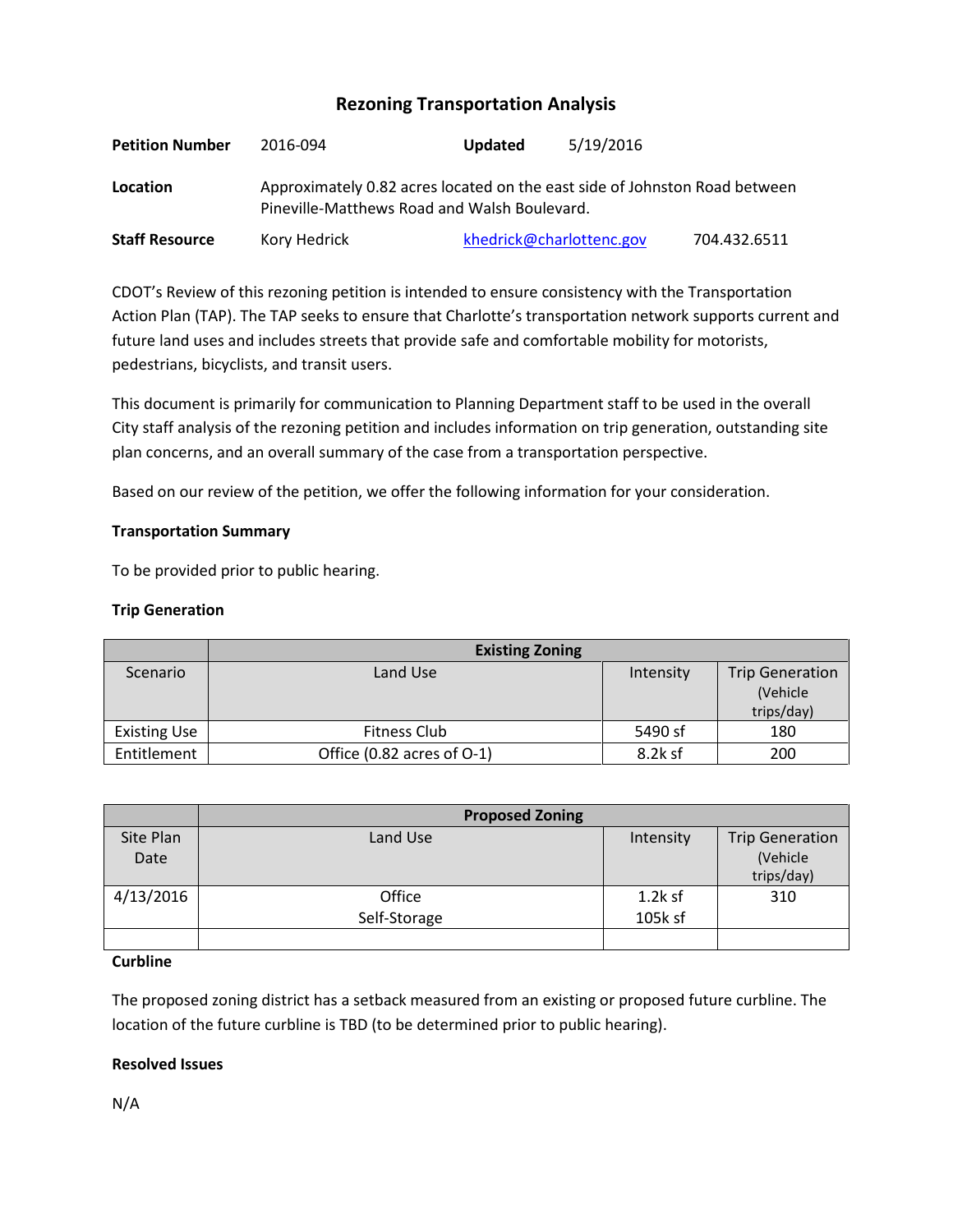# Rezoning Transportation Analysis

**Petition Number** 2016-094 **Updated** 5/19/2016

**Location** Approximately 0.82 acres located on the east side of Johnston Road between Pineville-Matthews Road and Walsh Boulevard.

**Staff Resource** Kory Hedrick khedrick@charlottenc.gov 704.432.6511

CDOT's Review of this rezoning petition is intended to ensure consistency with the Transportation Action Plan (TAP). The TAP seeks to ensure that Charlotte's transportation network supports current and future land uses and includes streets that provide safe and comfortable mobility for motorists, pedestrians, bicyclists, and transit users.

This document is primarily for communication to Planning Department staff to be used in the overall City staff analysis of the rezoning petition and includes information on trip generation, outstanding site plan concerns, and an overall summary of the case from a transportation perspective.

Based on our review of the petition, we offer the following information for your consideration.

### Transportation Summary

To be provided prior to public hearing.

### Trip Generation

| | Existing Zoning | | |
|---|---|---|---|
| Scenario | Land Use | Intensity | Trip Generation (Vehicle trips/day) |
| Existing Use | Fitness Club | 5490 sf | 180 |
| Entitlement | Office (0.82 acres of O-1) | 8.2k sf | 200 |

| | Proposed Zoning | | |
|---|---|---|---|
| Site Plan Date | Land Use | Intensity | Trip Generation (Vehicle trips/day) |
| 4/13/2016 | Office<br>Self-Storage | 1.2k sf<br>105k sf | 310 |
| | | | |

### Curbline

The proposed zoning district has a setback measured from an existing or proposed future curbline. The location of the future curbline is TBD (to be determined prior to public hearing).

### Resolved Issues

N/A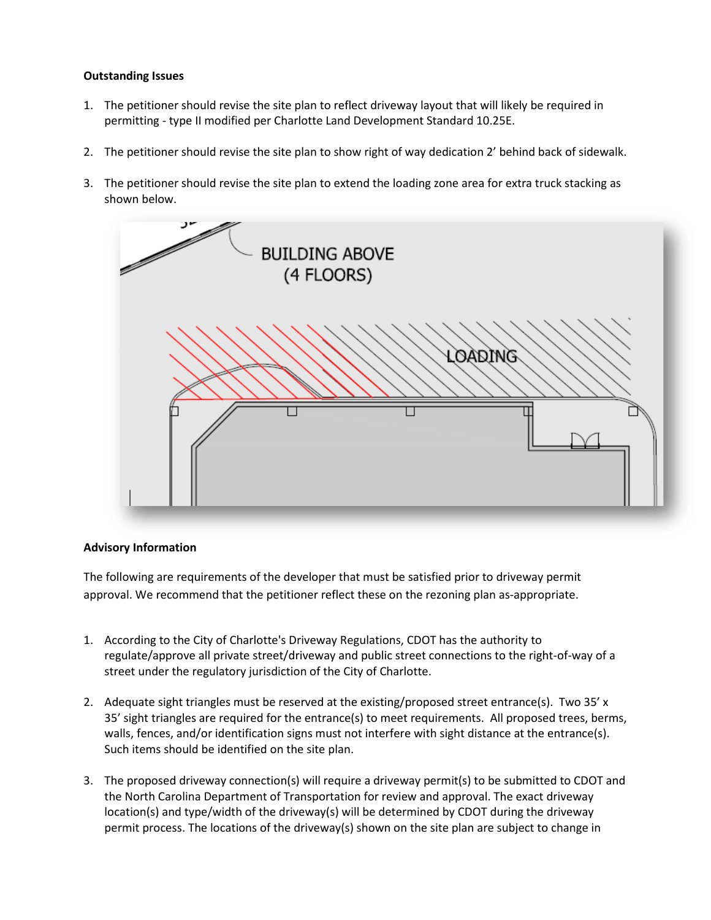**Outstanding Issues**

1. The petitioner should revise the site plan to reflect driveway layout that will likely be required in permitting - type II modified per Charlotte Land Development Standard 10.25E.

2. The petitioner should revise the site plan to show right of way dedication 2' behind back of sidewalk.

3. The petitioner should revise the site plan to extend the loading zone area for extra truck stacking as shown below.

BUILDING ABOVE
(4 FLOORS)

LOADING

**Advisory Information**

The following are requirements of the developer that must be satisfied prior to driveway permit approval. We recommend that the petitioner reflect these on the rezoning plan as-appropriate.

1. According to the City of Charlotte's Driveway Regulations, CDOT has the authority to regulate/approve all private street/driveway and public street connections to the right-of-way of a street under the regulatory jurisdiction of the City of Charlotte.

2. Adequate sight triangles must be reserved at the existing/proposed street entrance(s). Two 35' x 35' sight triangles are required for the entrance(s) to meet requirements. All proposed trees, berms, walls, fences, and/or identification signs must not interfere with sight distance at the entrance(s). Such items should be identified on the site plan.

3. The proposed driveway connection(s) will require a driveway permit(s) to be submitted to CDOT and the North Carolina Department of Transportation for review and approval. The exact driveway location(s) and type/width of the driveway(s) will be determined by CDOT during the driveway permit process. The locations of the driveway(s) shown on the site plan are subject to change in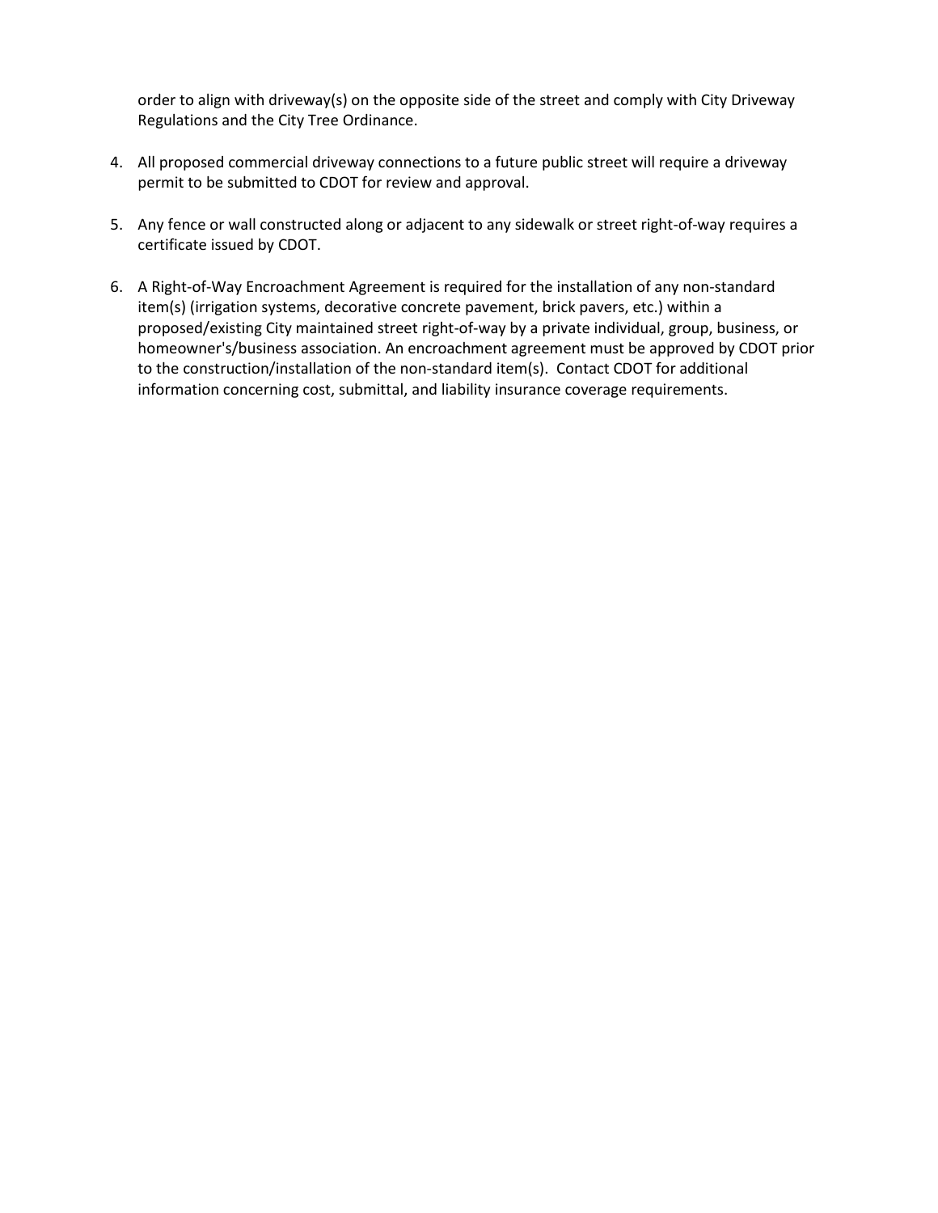order to align with driveway(s) on the opposite side of the street and comply with City Driveway Regulations and the City Tree Ordinance.

4. All proposed commercial driveway connections to a future public street will require a driveway permit to be submitted to CDOT for review and approval.

5. Any fence or wall constructed along or adjacent to any sidewalk or street right-of-way requires a certificate issued by CDOT.

6. A Right-of-Way Encroachment Agreement is required for the installation of any non-standard item(s) (irrigation systems, decorative concrete pavement, brick pavers, etc.) within a proposed/existing City maintained street right-of-way by a private individual, group, business, or homeowner's/business association. An encroachment agreement must be approved by CDOT prior to the construction/installation of the non-standard item(s). Contact CDOT for additional information concerning cost, submittal, and liability insurance coverage requirements.